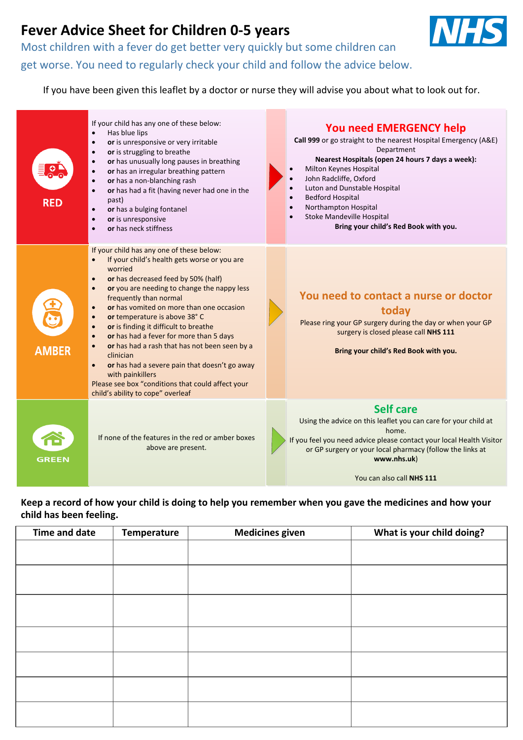# Fever Advice Sheet for Children 0-5 years

Most children with a fever do get better very quickly but some children can get worse. You need to regularly check your child and follow the advice below.

If you have been given this leaflet by a doctor or nurse they will advise you about what to look out for.

## RED

If your child has any one of these below:

- Has blue lips
- **or** is unresponsive or very irritable
- **or** is struggling to breathe
- **or** has unusually long pauses in breathing
- **or** has an irregular breathing pattern
- **or** has a non-blanching rash
- **or** has had a fit (having never had one in the past)
- **or** has a bulging fontanel
- **or** is unresponsive
- **or** has neck stiffness

### You need EMERGENCY help

**Call 999** or go straight to the nearest Hospital Emergency (A&E) Department

**Nearest Hospitals (open 24 hours 7 days a week):**

- Milton Keynes Hospital
- John Radcliffe, Oxford
- Luton and Dunstable Hospital
- Bedford Hospital
- Northampton Hospital
- Stoke Mandeville Hospital

**Bring your child's Red Book with you.**

## AMBER

If your child has any one of these below:

- If your child's health gets worse or you are worried
- **or** has decreased feed by 50% (half)
- **or** you are needing to change the nappy less frequently than normal
- **or** has vomited on more than one occasion
- **or** temperature is above 38° C
- **or** is finding it difficult to breathe
- **or** has had a fever for more than 5 days
- **or** has had a rash that has not been seen by a clinician
- **or** has had a severe pain that doesn't go away with painkillers

Please see box "conditions that could affect your child's ability to cope" overleaf

### You need to contact a nurse or doctor today

Please ring your GP surgery during the day or when your GP surgery is closed please call **NHS 111**

**Bring your child's Red Book with you.**

## GREEN

If none of the features in the red or amber boxes above are present.

### Self care

Using the advice on this leaflet you can care for your child at home.

If you feel you need advice please contact your local Health Visitor or GP surgery or your local pharmacy (follow the links at **www.nhs.uk**)

You can also call **NHS 111**

**Keep a record of how your child is doing to help you remember when you gave the medicines and how your child has been feeling.**

| Time and date | Temperature | Medicines given | What is your child doing? |
|---|---|---|---|
| | | | |
| | | | |
| | | | |
| | | | |
| | | | |
| | | | |
| | | | |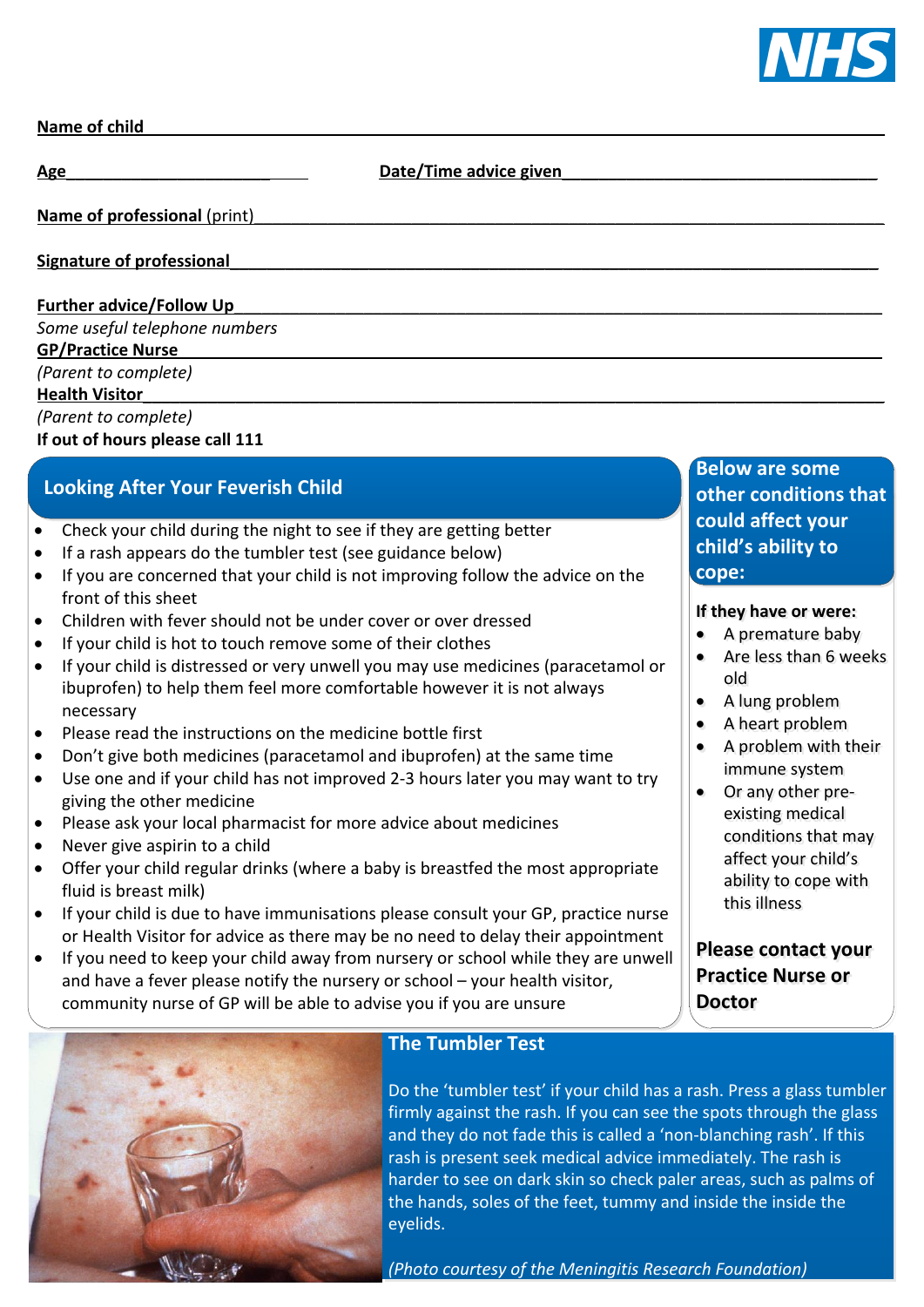**Name of child**\_\_\_\_\_\_\_\_\_\_\_\_\_\_\_\_\_\_\_\_\_\_\_\_\_\_\_\_\_\_\_\_\_\_\_\_\_\_\_\_\_\_\_\_\_\_\_\_\_\_\_\_\_\_\_\_

**Age**\_\_\_\_\_\_\_\_\_\_\_\_\_\_\_\_\_\_\_\_\_\_\_\_\_ **Date/Time advice given**\_\_\_\_\_\_\_\_\_\_\_\_\_\_\_\_\_\_\_\_\_\_\_\_\_\_\_\_\_\_\_\_

**Name of professional** (print)\_\_\_\_\_\_\_\_\_\_\_\_\_\_\_\_\_\_\_\_\_\_\_\_\_\_\_\_\_\_\_\_\_\_\_\_\_\_\_\_\_\_\_\_\_\_\_

**Signature of professional**\_\_\_\_\_\_\_\_\_\_\_\_\_\_\_\_\_\_\_\_\_\_\_\_\_\_\_\_\_\_\_\_\_\_\_\_\_\_\_\_\_\_\_\_\_\_\_\_\_\_

**Further advice/Follow Up**\_\_\_\_\_\_\_\_\_\_\_\_\_\_\_\_\_\_\_\_\_\_\_\_\_\_\_\_\_\_\_\_\_\_\_\_\_\_\_\_\_\_\_\_\_\_\_\_\_\_

*Some useful telephone numbers*

**GP/Practice Nurse**\_\_\_\_\_\_\_\_\_\_\_\_\_\_\_\_\_\_\_\_\_\_\_\_\_\_\_\_\_\_\_\_\_\_\_\_\_\_\_\_\_\_\_\_\_\_\_\_\_\_\_\_\_\_

*(Parent to complete)*

**Health Visitor**\_\_\_\_\_\_\_\_\_\_\_\_\_\_\_\_\_\_\_\_\_\_\_\_\_\_\_\_\_\_\_\_\_\_\_\_\_\_\_\_\_\_\_\_\_\_\_\_\_\_\_\_\_\_\_\_\_

*(Parent to complete)*

**If out of hours please call 111**

## Looking After Your Feverish Child

- Check your child during the night to see if they are getting better
- If a rash appears do the tumbler test (see guidance below)
- If you are concerned that your child is not improving follow the advice on the front of this sheet
- Children with fever should not be under cover or over dressed
- If your child is hot to touch remove some of their clothes
- If your child is distressed or very unwell you may use medicines (paracetamol or ibuprofen) to help them feel more comfortable however it is not always necessary
- Please read the instructions on the medicine bottle first
- Don't give both medicines (paracetamol and ibuprofen) at the same time
- Use one and if your child has not improved 2-3 hours later you may want to try giving the other medicine
- Please ask your local pharmacist for more advice about medicines
- Never give aspirin to a child
- Offer your child regular drinks (where a baby is breastfed the most appropriate fluid is breast milk)
- If your child is due to have immunisations please consult your GP, practice nurse or Health Visitor for advice as there may be no need to delay their appointment
- If you need to keep your child away from nursery or school while they are unwell and have a fever please notify the nursery or school – your health visitor, community nurse of GP will be able to advise you if you are unsure

## Below are some other conditions that could affect your child's ability to cope:

**If they have or were:**

- A premature baby
- Are less than 6 weeks old
- A lung problem
- A heart problem
- A problem with their immune system
- Or any other pre-existing medical conditions that may affect your child's ability to cope with this illness

**Please contact your Practice Nurse or Doctor**

## The Tumbler Test

Do the 'tumbler test' if your child has a rash. Press a glass tumbler firmly against the rash. If you can see the spots through the glass and they do not fade this is called a 'non-blanching rash'. If this rash is present seek medical advice immediately. The rash is harder to see on dark skin so check paler areas, such as palms of the hands, soles of the feet, tummy and inside the inside the eyelids.

*(Photo courtesy of the Meningitis Research Foundation)*